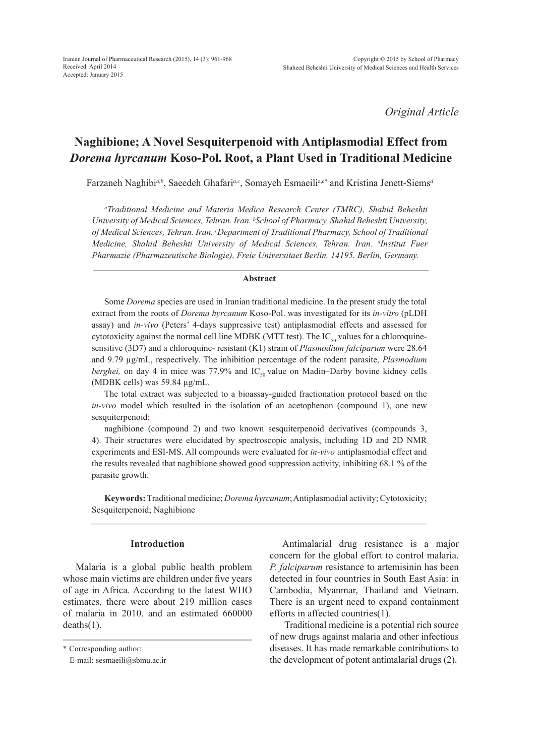*Original Article*

# Naghibione; A Novel Sesquiterpenoid with Antiplasmodial Effect from *Dorema hyrcanum* Koso-Pol. Root, a Plant Used in Traditional Medicine

Farzaneh Naghibi[a,b], Saeedeh Ghafari[a,c], Somayeh Esmaeili[a,c*] and Kristina Jenett-Siems[d]

*[a]Traditional Medicine and Materia Medica Research Center (TMRC), Shahid Beheshti University of Medical Sciences, Tehran. Iran. [b]School of Pharmacy, Shahid Beheshti University, of Medical Sciences, Tehran. Iran. [c]Department of Traditional Pharmacy, School of Traditional Medicine, Shahid Beheshti University of Medical Sciences, Tehran. Iran. [d]Institut Fuer Pharmazie (Pharmazeutische Biologie), Freie Universitaet Berlin, 14195. Berlin, Germany.*

## Abstract

Some *Dorema* species are used in Iranian traditional medicine. In the present study the total extract from the roots of *Dorema hyrcanum* Koso-Pol. was investigated for its *in-vitro* (pLDH assay) and *in-vivo* (Peters' 4-days suppressive test) antiplasmodial effects and assessed for cytotoxicity against the normal cell line MDBK (MTT test). The $IC_{50}$ values for a chloroquine-sensitive (3D7) and a chloroquine- resistant (K1) strain of *Plasmodium falciparum* were 28.64 and 9.79 µg/mL, respectively. The inhibition percentage of the rodent parasite, *Plasmodium berghei,* on day 4 in mice was 77.9% and $IC_{50}$ value on Madin–Darby bovine kidney cells (MDBK cells) was 59.84 µg/mL.

The total extract was subjected to a bioassay-guided fractionation protocol based on the *in-vivo* model which resulted in the isolation of an acetophenon (compound 1), one new sesquiterpenoid;

naghibione (compound 2) and two known sesquiterpenoid derivatives (compounds 3, 4). Their structures were elucidated by spectroscopic analysis, including 1D and 2D NMR experiments and ESI-MS. All compounds were evaluated for *in-vivo* antiplasmodial effect and the results revealed that naghibione showed good suppression activity, inhibiting 68.1 % of the parasite growth.

**Keywords:** Traditional medicine; *Dorema hyrcanum*; Antiplasmodial activity; Cytotoxicity; Sesquiterpenoid; Naghibione

## Introduction

Malaria is a global public health problem whose main victims are children under five years of age in Africa. According to the latest WHO estimates, there were about 219 million cases of malaria in 2010. and an estimated 660000 deaths(1).

Antimalarial drug resistance is a major concern for the global effort to control malaria. *P. falciparum* resistance to artemisinin has been detected in four countries in South East Asia: in Cambodia, Myanmar, Thailand and Vietnam. There is an urgent need to expand containment efforts in affected countries(1).

Traditional medicine is a potential rich source of new drugs against malaria and other infectious diseases. It has made remarkable contributions to the development of potent antimalarial drugs (2).

* Corresponding author:
E-mail: sesmaeili@sbmu.ac.ir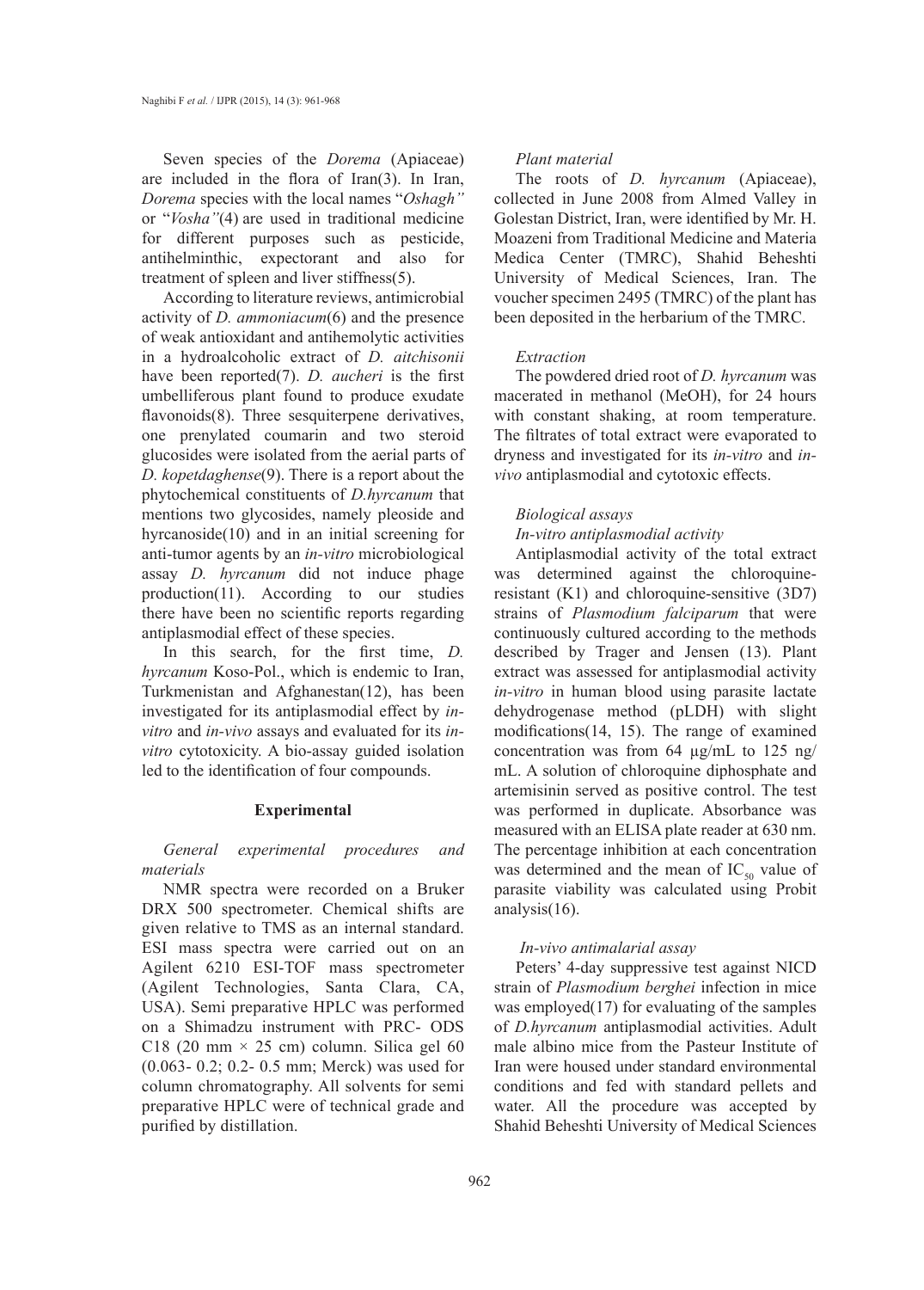Seven species of the *Dorema* (Apiaceae) are included in the flora of Iran(3). In Iran, *Dorema* species with the local names "*Oshagh"* or "*Vosha"*(4) are used in traditional medicine for different purposes such as pesticide, antihelminthic, expectorant and also for treatment of spleen and liver stiffness(5).

According to literature reviews, antimicrobial activity of *D. ammoniacum*(6) and the presence of weak antioxidant and antihemolytic activities in a hydroalcoholic extract of *D. aitchisonii* have been reported(7). *D. aucheri* is the first umbelliferous plant found to produce exudate flavonoids(8). Three sesquiterpene derivatives, one prenylated coumarin and two steroid glucosides were isolated from the aerial parts of *D. kopetdaghense*(9). There is a report about the phytochemical constituents of *D.hyrcanum* that mentions two glycosides, namely pleoside and hyrcanoside(10) and in an initial screening for anti-tumor agents by an *in-vitro* microbiological assay *D. hyrcanum* did not induce phage production(11). According to our studies there have been no scientific reports regarding antiplasmodial effect of these species.

In this search, for the first time, *D. hyrcanum* Koso-Pol., which is endemic to Iran, Turkmenistan and Afghanestan(12), has been investigated for its antiplasmodial effect by *in-vitro* and *in-vivo* assays and evaluated for its *in-vitro* cytotoxicity. A bio-assay guided isolation led to the identification of four compounds.

## Experimental

*General experimental procedures and materials*

NMR spectra were recorded on a Bruker DRX 500 spectrometer. Chemical shifts are given relative to TMS as an internal standard. ESI mass spectra were carried out on an Agilent 6210 ESI-TOF mass spectrometer (Agilent Technologies, Santa Clara, CA, USA). Semi preparative HPLC was performed on a Shimadzu instrument with PRC- ODS C18 (20 mm × 25 cm) column. Silica gel 60 (0.063- 0.2; 0.2- 0.5 mm; Merck) was used for column chromatography. All solvents for semi preparative HPLC were of technical grade and purified by distillation.

*Plant material*

The roots of *D. hyrcanum* (Apiaceae), collected in June 2008 from Almed Valley in Golestan District, Iran, were identified by Mr. H. Moazeni from Traditional Medicine and Materia Medica Center (TMRC), Shahid Beheshti University of Medical Sciences, Iran. The voucher specimen 2495 (TMRC) of the plant has been deposited in the herbarium of the TMRC.

*Extraction*

The powdered dried root of *D. hyrcanum* was macerated in methanol (MeOH), for 24 hours with constant shaking, at room temperature. The filtrates of total extract were evaporated to dryness and investigated for its *in-vitro* and *in-vivo* antiplasmodial and cytotoxic effects.

*Biological assays*

*In-vitro antiplasmodial activity*

Antiplasmodial activity of the total extract was determined against the chloroquine-resistant (K1) and chloroquine-sensitive (3D7) strains of *Plasmodium falciparum* that were continuously cultured according to the methods described by Trager and Jensen (13). Plant extract was assessed for antiplasmodial activity *in-vitro* in human blood using parasite lactate dehydrogenase method (pLDH) with slight modifications(14, 15). The range of examined concentration was from 64 µg/mL to 125 ng/mL. A solution of chloroquine diphosphate and artemisinin served as positive control. The test was performed in duplicate. Absorbance was measured with an ELISA plate reader at 630 nm. The percentage inhibition at each concentration was determined and the mean of $IC_{50}$ value of parasite viability was calculated using Probit analysis(16).

*In-vivo antimalarial assay*

Peters' 4-day suppressive test against NICD strain of *Plasmodium berghei* infection in mice was employed(17) for evaluating of the samples of *D.hyrcanum* antiplasmodial activities. Adult male albino mice from the Pasteur Institute of Iran were housed under standard environmental conditions and fed with standard pellets and water. All the procedure was accepted by Shahid Beheshti University of Medical Sciences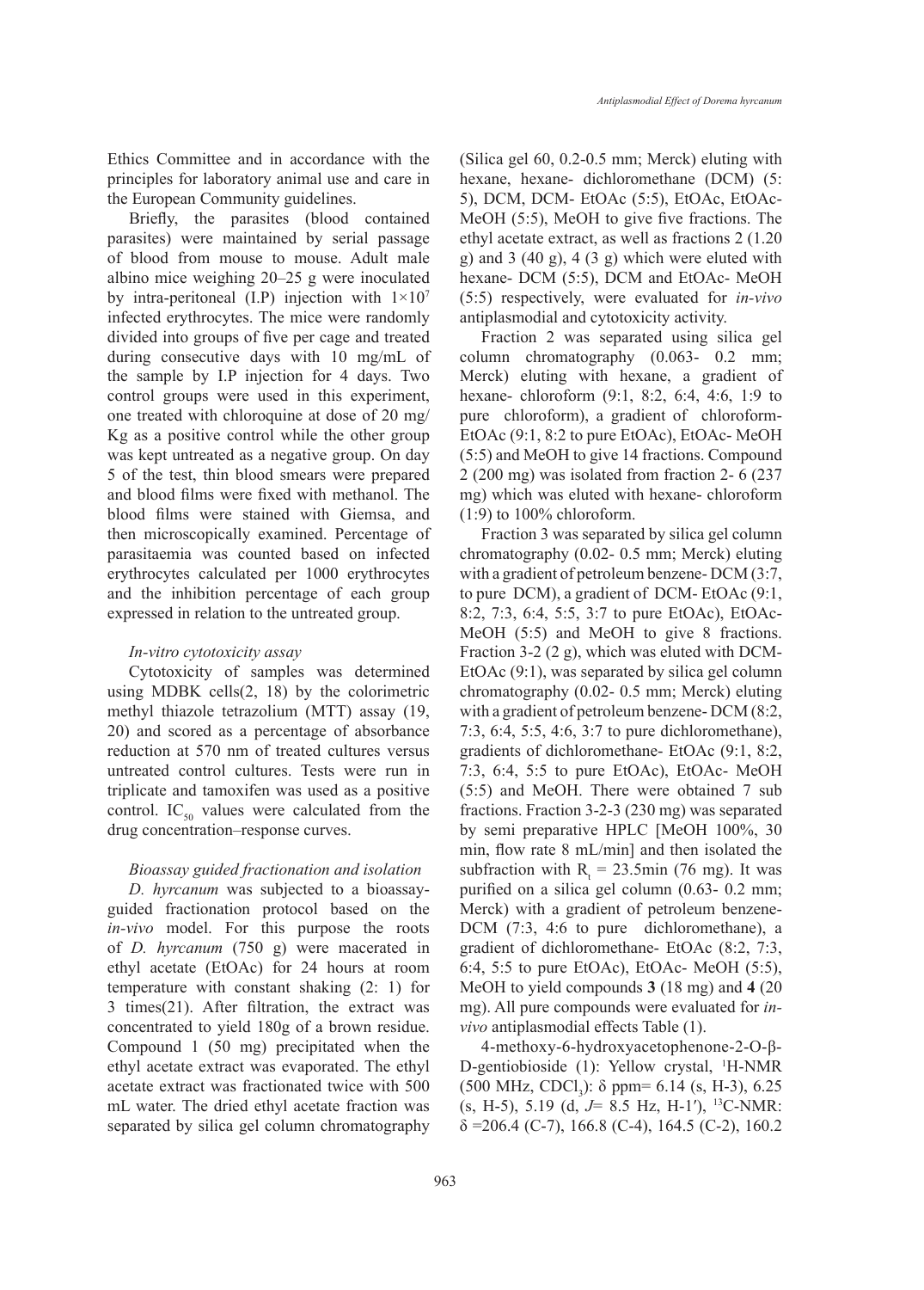Ethics Committee and in accordance with the principles for laboratory animal use and care in the European Community guidelines.

Briefly, the parasites (blood contained parasites) were maintained by serial passage of blood from mouse to mouse. Adult male albino mice weighing 20–25 g were inoculated by intra-peritoneal (I.P) injection with $1\times10^7$ infected erythrocytes. The mice were randomly divided into groups of five per cage and treated during consecutive days with 10 mg/mL of the sample by I.P injection for 4 days. Two control groups were used in this experiment, one treated with chloroquine at dose of 20 mg/Kg as a positive control while the other group was kept untreated as a negative group. On day 5 of the test, thin blood smears were prepared and blood films were fixed with methanol. The blood films were stained with Giemsa, and then microscopically examined. Percentage of parasitaemia was counted based on infected erythrocytes calculated per 1000 erythrocytes and the inhibition percentage of each group expressed in relation to the untreated group.

### *In-vitro cytotoxicity assay*

Cytotoxicity of samples was determined using MDBK cells(2, 18) by the colorimetric methyl thiazole tetrazolium (MTT) assay (19, 20) and scored as a percentage of absorbance reduction at 570 nm of treated cultures versus untreated control cultures. Tests were run in triplicate and tamoxifen was used as a positive control. $IC_{50}$ values were calculated from the drug concentration–response curves.

### *Bioassay guided fractionation and isolation*

*D. hyrcanum* was subjected to a bioassay-guided fractionation protocol based on the *in-vivo* model. For this purpose the roots of *D. hyrcanum* (750 g) were macerated in ethyl acetate (EtOAc) for 24 hours at room temperature with constant shaking (2: 1) for 3 times(21). After filtration, the extract was concentrated to yield 180g of a brown residue. Compound 1 (50 mg) precipitated when the ethyl acetate extract was evaporated. The ethyl acetate extract was fractionated twice with 500 mL water. The dried ethyl acetate fraction was separated by silica gel column chromatography (Silica gel 60, 0.2-0.5 mm; Merck) eluting with hexane, hexane- dichloromethane (DCM) (5: 5), DCM, DCM- EtOAc (5:5), EtOAc, EtOAc-MeOH (5:5), MeOH to give five fractions. The ethyl acetate extract, as well as fractions 2 (1.20 g) and 3 (40 g), 4 (3 g) which were eluted with hexane- DCM (5:5), DCM and EtOAc- MeOH (5:5) respectively, were evaluated for *in-vivo* antiplasmodial and cytotoxicity activity.

Fraction 2 was separated using silica gel column chromatography (0.063- 0.2 mm; Merck) eluting with hexane, a gradient of hexane- chloroform (9:1, 8:2, 6:4, 4:6, 1:9 to pure chloroform), a gradient of chloroform-EtOAc (9:1, 8:2 to pure EtOAc), EtOAc- MeOH (5:5) and MeOH to give 14 fractions. Compound 2 (200 mg) was isolated from fraction 2- 6 (237 mg) which was eluted with hexane- chloroform (1:9) to 100% chloroform.

Fraction 3 was separated by silica gel column chromatography (0.02- 0.5 mm; Merck) eluting with a gradient of petroleum benzene- DCM (3:7, to pure DCM), a gradient of DCM- EtOAc (9:1, 8:2, 7:3, 6:4, 5:5, 3:7 to pure EtOAc), EtOAc-MeOH (5:5) and MeOH to give 8 fractions. Fraction 3-2 (2 g), which was eluted with DCM-EtOAc (9:1), was separated by silica gel column chromatography (0.02- 0.5 mm; Merck) eluting with a gradient of petroleum benzene- DCM (8:2, 7:3, 6:4, 5:5, 4:6, 3:7 to pure dichloromethane), gradients of dichloromethane- EtOAc (9:1, 8:2, 7:3, 6:4, 5:5 to pure EtOAc), EtOAc- MeOH (5:5) and MeOH. There were obtained 7 sub fractions. Fraction 3-2-3 (230 mg) was separated by semi preparative HPLC [MeOH 100%, 30 min, flow rate 8 mL/min] and then isolated the subfraction with $R_t$ = 23.5min (76 mg). It was purified on a silica gel column (0.63- 0.2 mm; Merck) with a gradient of petroleum benzene-DCM (7:3, 4:6 to pure dichloromethane), a gradient of dichloromethane- EtOAc (8:2, 7:3, 6:4, 5:5 to pure EtOAc), EtOAc- MeOH (5:5), MeOH to yield compounds **3** (18 mg) and **4** (20 mg). All pure compounds were evaluated for *in-vivo* antiplasmodial effects Table (1).

4-methoxy-6-hydroxyacetophenone-2-O-β-D-gentiobioside (1): Yellow crystal, $^1$H-NMR (500 MHz, $CDCl_3$): δ ppm= 6.14 (s, H-3), 6.25 (s, H-5), 5.19 (d, *J*= 8.5 Hz, H-1′), $^{13}$C-NMR: δ =206.4 (C-7), 166.8 (C-4), 164.5 (C-2), 160.2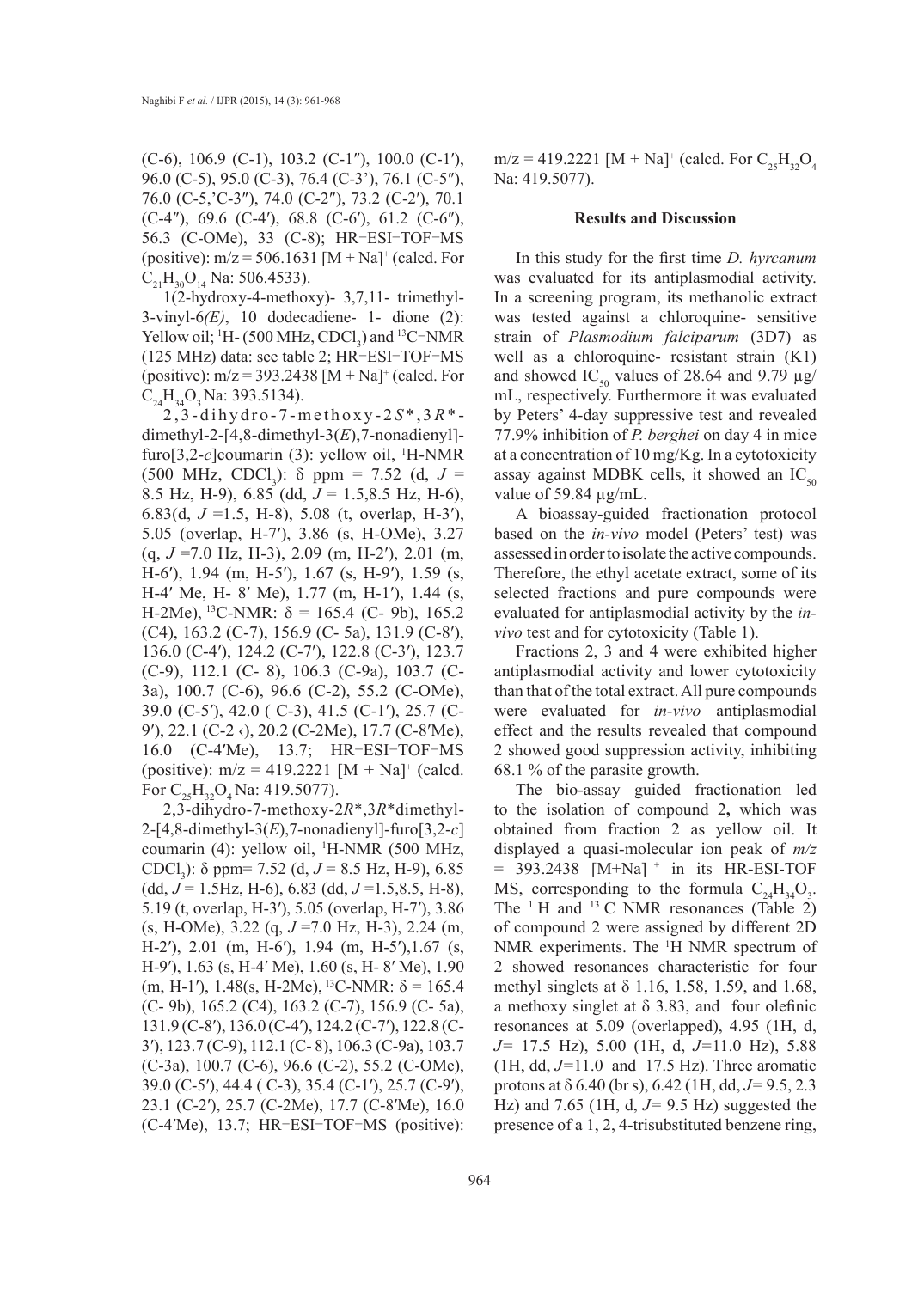(C-6), 106.9 (C-1), 103.2 (C-1″), 100.0 (C-1′), 96.0 (C-5), 95.0 (C-3), 76.4 (C-3'), 76.1 (C-5″), 76.0 (C-5,'C-3″), 74.0 (C-2″), 73.2 (C-2′), 70.1 (C-4″), 69.6 (C-4′), 68.8 (C-6′), 61.2 (C-6″), 56.3 (C-OMe), 33 (C-8); HR−ESI−TOF−MS (positive): m/z = 506.1631 $[M + Na]^+$ (calcd. For $C_{21}H_{30}O_{14}$ Na: 506.4533).

1(2-hydroxy-4-methoxy)- 3,7,11- trimethyl-3-vinyl-6*(E)*, 10 dodecadiene- 1- dione (2): Yellow oil; $^1$H- (500 MHz, $CDCl_3$) and $^{13}$C−NMR (125 MHz) data: see table 2; HR−ESI−TOF−MS (positive): m/z = 393.2438 $[M + Na]^+$ (calcd. For $C_{24}H_{34}O_3$ Na: 393.5134).

2,3-dihydro-7-methoxy-2*S*\*,3*R*\*-dimethyl-2-[4,8-dimethyl-3(*E*),7-nonadienyl]-furo[3,2-*c*]coumarin (3): yellow oil, $^1$H-NMR (500 MHz, $CDCl_3$): δ ppm = 7.52 (d, *J* = 8.5 Hz, H-9), 6.85 (dd, *J* = 1.5,8.5 Hz, H-6), 6.83(d, *J* =1.5, H-8), 5.08 (t, overlap, H-3′), 5.05 (overlap, H-7′), 3.86 (s, H-OMe), 3.27 (q, *J* =7.0 Hz, H-3), 2.09 (m, H-2′), 2.01 (m, H-6′), 1.94 (m, H-5′), 1.67 (s, H-9′), 1.59 (s, H-4′ Me, H- 8′ Me), 1.77 (m, H-1′), 1.44 (s, H-2Me), $^{13}$C-NMR: δ = 165.4 (C- 9b), 165.2 (C4), 163.2 (C-7), 156.9 (C- 5a), 131.9 (C-8′), 136.0 (C-4′), 124.2 (C-7′), 122.8 (C-3′), 123.7 (C-9), 112.1 (C- 8), 106.3 (C-9a), 103.7 (C-3a), 100.7 (C-6), 96.6 (C-2), 55.2 (C-OMe), 39.0 (C-5′), 42.0 ( C-3), 41.5 (C-1′), 25.7 (C-9′), 22.1 (C-2‹), 20.2 (C-2Me), 17.7 (C-8′Me), 16.0 (C-4′Me), 13.7; HR−ESI−TOF−MS (positive): m/z = 419.2221 $[M + Na]^+$ (calcd. For $C_{25}H_{32}O_4$ Na: 419.5077).

2,3-dihydro-7-methoxy-2*R*\*,3*R*\*dimethyl-2-[4,8-dimethyl-3(*E*),7-nonadienyl]-furo[3,2-*c*] coumarin (4): yellow oil, $^1$H-NMR (500 MHz, $CDCl_3$): δ ppm= 7.52 (d, *J* = 8.5 Hz, H-9), 6.85 (dd, *J* = 1.5Hz, H-6), 6.83 (dd, *J* =1.5,8.5, H-8), 5.19 (t, overlap, H-3′), 5.05 (overlap, H-7′), 3.86 (s, H-OMe), 3.22 (q, *J* =7.0 Hz, H-3), 2.24 (m, H-2′), 2.01 (m, H-6′), 1.94 (m, H-5′),1.67 (s, H-9′), 1.63 (s, H-4′ Me), 1.60 (s, H- 8′ Me), 1.90 (m, H-1′), 1.48(s, H-2Me), $^{13}$C-NMR: δ = 165.4 (C- 9b), 165.2 (C4), 163.2 (C-7), 156.9 (C- 5a), 131.9 (C-8′), 136.0 (C-4′), 124.2 (C-7′), 122.8 (C-3′), 123.7 (C-9), 112.1 (C- 8), 106.3 (C-9a), 103.7 (C-3a), 100.7 (C-6), 96.6 (C-2), 55.2 (C-OMe), 39.0 (C-5′), 44.4 ( C-3), 35.4 (C-1′), 25.7 (C-9′), 23.1 (C-2′), 25.7 (C-2Me), 17.7 (C-8′Me), 16.0 (C-4′Me), 13.7; HR−ESI−TOF−MS (positive): m/z = 419.2221 $[M + Na]^+$ (calcd. For $C_{25}H_{32}O_4$ Na: 419.5077).

## Results and Discussion

In this study for the first time *D. hyrcanum* was evaluated for its antiplasmodial activity. In a screening program, its methanolic extract was tested against a chloroquine- sensitive strain of *Plasmodium falciparum* (3D7) as well as a chloroquine- resistant strain (K1) and showed $IC_{50}$ values of 28.64 and 9.79 µg/mL, respectively. Furthermore it was evaluated by Peters' 4-day suppressive test and revealed 77.9% inhibition of *P. berghei* on day 4 in mice at a concentration of 10 mg/Kg. In a cytotoxicity assay against MDBK cells, it showed an $IC_{50}$ value of 59.84 µg/mL.

A bioassay-guided fractionation protocol based on the *in-vivo* model (Peters' test) was assessed in order to isolate the active compounds. Therefore, the ethyl acetate extract, some of its selected fractions and pure compounds were evaluated for antiplasmodial activity by the *in-vivo* test and for cytotoxicity (Table 1).

Fractions 2, 3 and 4 were exhibited higher antiplasmodial activity and lower cytotoxicity than that of the total extract. All pure compounds were evaluated for *in-vivo* antiplasmodial effect and the results revealed that compound 2 showed good suppression activity, inhibiting 68.1 % of the parasite growth.

The bio-assay guided fractionation led to the isolation of compound 2**,** which was obtained from fraction 2 as yellow oil. It displayed a quasi-molecular ion peak of *m/z* = 393.2438 $[M+Na]^+$ in its HR-ESI-TOF MS, corresponding to the formula $C_{24}H_{34}O_3$. The $^1$H and $^{13}$C NMR resonances (Table 2) of compound 2 were assigned by different 2D NMR experiments. The $^1$H NMR spectrum of 2 showed resonances characteristic for four methyl singlets at δ 1.16, 1.58, 1.59, and 1.68, a methoxy singlet at δ 3.83, and four olefinic resonances at 5.09 (overlapped), 4.95 (1H, d, *J*= 17.5 Hz), 5.00 (1H, d, *J*=11.0 Hz), 5.88 (1H, dd, *J*=11.0 and 17.5 Hz). Three aromatic protons at δ 6.40 (br s), 6.42 (1H, dd, *J*= 9.5, 2.3 Hz) and 7.65 (1H, d, *J*= 9.5 Hz) suggested the presence of a 1, 2, 4-trisubstituted benzene ring,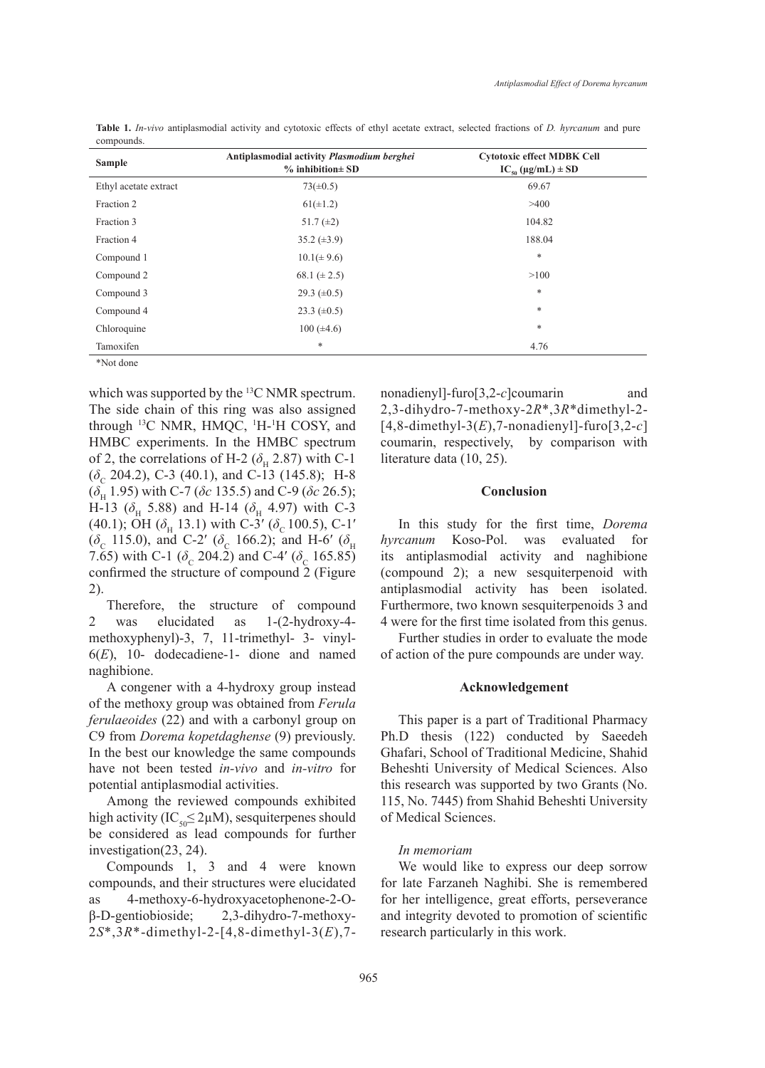**Table 1.** *In-vivo* antiplasmodial activity and cytotoxic effects of ethyl acetate extract, selected fractions of *D. hyrcanum* and pure compounds.

| Sample | Antiplasmodial activity *Plasmodium berghei* % inhibition± SD | Cytotoxic effect MDBK Cell $IC_{50}$ (µg/mL) ± SD |
|---|---|---|
| Ethyl acetate extract | 73(±0.5) | 69.67 |
| Fraction 2 | 61(±1.2) | >400 |
| Fraction 3 | 51.7 (±2) | 104.82 |
| Fraction 4 | 35.2 (±3.9) | 188.04 |
| Compound 1 | 10.1(± 9.6) | * |
| Compound 2 | 68.1 (± 2.5) | >100 |
| Compound 3 | 29.3 (±0.5) | * |
| Compound 4 | 23.3 (±0.5) | * |
| Chloroquine | 100 (±4.6) | * |
| Tamoxifen | * | 4.76 |

*Not done

which was supported by the $^{13}C$ NMR spectrum. The side chain of this ring was also assigned through $^{13}C$ NMR, HMQC, $^{1}H$-$^{1}H$ COSY, and HMBC experiments. In the HMBC spectrum of 2, the correlations of H-2 ($\delta_H$ 2.87) with C-1 ($\delta_C$ 204.2), C-3 (40.1), and C-13 (145.8); H-8 ($\delta_H$ 1.95) with C-7 ($\delta c$ 135.5) and C-9 ($\delta c$ 26.5); H-13 ($\delta_H$ 5.88) and H-14 ($\delta_H$ 4.97) with C-3 (40.1); OH ($\delta_H$ 13.1) with C-3′ ($\delta_C$ 100.5), C-1′ ($\delta_C$ 115.0), and C-2′ ($\delta_C$ 166.2); and H-6′ ($\delta_H$ 7.65) with C-1 ($\delta_C$ 204.2) and C-4′ ($\delta_C$ 165.85) confirmed the structure of compound 2 (Figure 2).

Therefore, the structure of compound 2 was elucidated as 1-(2-hydroxy-4-methoxyphenyl)-3, 7, 11-trimethyl- 3- vinyl-6(*E*), 10- dodecadiene-1- dione and named naghibione.

A congener with a 4-hydroxy group instead of the methoxy group was obtained from *Ferula ferulaeoides* (22) and with a carbonyl group on C9 from *Dorema kopetdaghense* (9) previously. In the best our knowledge the same compounds have not been tested *in-vivo* and *in-vitro* for potential antiplasmodial activities.

Among the reviewed compounds exhibited high activity ($IC_{50} \leq 2\mu M$), sesquiterpenes should be considered as lead compounds for further investigation(23, 24).

Compounds 1, 3 and 4 were known compounds, and their structures were elucidated as 4-methoxy-6-hydroxyacetophenone-2-O-β-D-gentiobioside; 2,3-dihydro-7-methoxy-2*S*\*,3*R*\*-dimethyl-2-[4,8-dimethyl-3(*E*),7-nonadienyl]-furo[3,2-*c*]coumarin and 2,3-dihydro-7-methoxy-2*R*\*,3*R*\*dimethyl-2-[4,8-dimethyl-3(*E*),7-nonadienyl]-furo[3,2-*c*] coumarin, respectively, by comparison with literature data (10, 25).

## Conclusion

In this study for the first time, *Dorema hyrcanum* Koso-Pol. was evaluated for its antiplasmodial activity and naghibione (compound 2); a new sesquiterpenoid with antiplasmodial activity has been isolated. Furthermore, two known sesquiterpenoids 3 and 4 were for the first time isolated from this genus.

Further studies in order to evaluate the mode of action of the pure compounds are under way.

## Acknowledgement

This paper is a part of Traditional Pharmacy Ph.D thesis (122) conducted by Saeedeh Ghafari, School of Traditional Medicine, Shahid Beheshti University of Medical Sciences. Also this research was supported by two Grants (No. 115, No. 7445) from Shahid Beheshti University of Medical Sciences.

### *In memoriam*

We would like to express our deep sorrow for late Farzaneh Naghibi. She is remembered for her intelligence, great efforts, perseverance and integrity devoted to promotion of scientific research particularly in this work.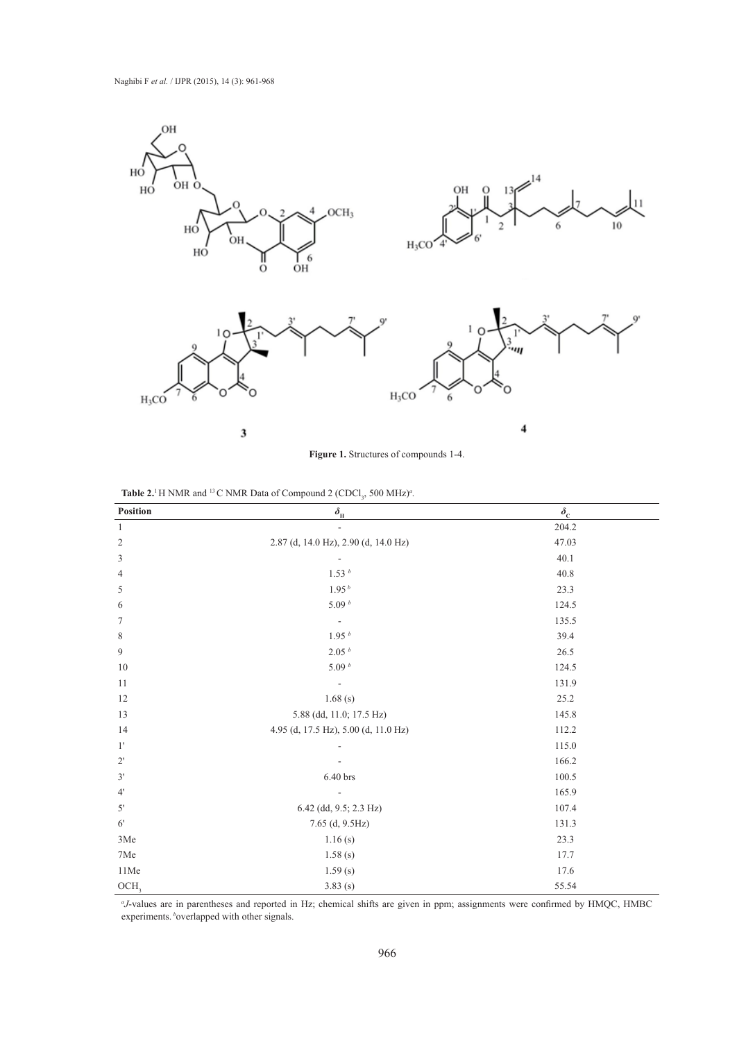**Figure 1.** Structures of compounds 1-4.

**Table 2.** [1]H NMR and [13]C NMR Data of Compound 2 ($CDCl_3$, 500 MHz)[a].

| Position | $\delta_H$ | $\delta_C$ |
|---|---|---|
| 1 | - | 204.2 |
| 2 | 2.87 (d, 14.0 Hz), 2.90 (d, 14.0 Hz) | 47.03 |
| 3 | - | 40.1 |
| 4 | 1.53 [b] | 40.8 |
| 5 | 1.95 [b] | 23.3 |
| 6 | 5.09 [b] | 124.5 |
| 7 | - | 135.5 |
| 8 | 1.95 [b] | 39.4 |
| 9 | 2.05 [b] | 26.5 |
| 10 | 5.09 [b] | 124.5 |
| 11 | - | 131.9 |
| 12 | 1.68 (s) | 25.2 |
| 13 | 5.88 (dd, 11.0; 17.5 Hz) | 145.8 |
| 14 | 4.95 (d, 17.5 Hz), 5.00 (d, 11.0 Hz) | 112.2 |
| 1' | - | 115.0 |
| 2' | - | 166.2 |
| 3' | 6.40 brs | 100.5 |
| 4' | - | 165.9 |
| 5' | 6.42 (dd, 9.5; 2.3 Hz) | 107.4 |
| 6' | 7.65 (d, 9.5Hz) | 131.3 |
| 3Me | 1.16 (s) | 23.3 |
| 7Me | 1.58 (s) | 17.7 |
| 11Me | 1.59 (s) | 17.6 |
| $OCH_3$ | 3.83 (s) | 55.54 |

[a] *J*-values are in parentheses and reported in Hz; chemical shifts are given in ppm; assignments were confirmed by HMQC, HMBC experiments. [b] overlapped with other signals.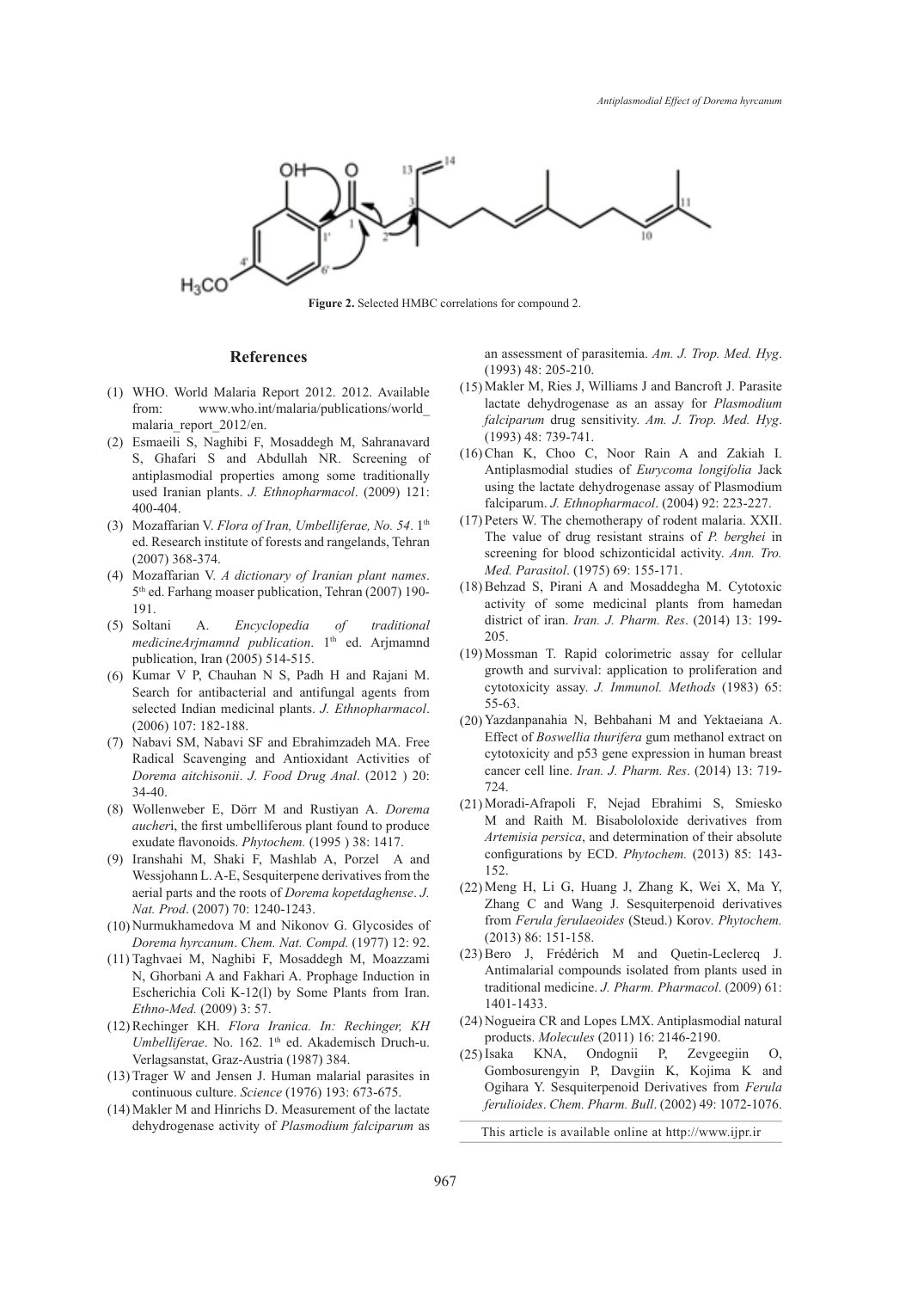**Figure 2.** Selected HMBC correlations for compound 2.

## References

(1) WHO. World Malaria Report 2012. 2012. Available from: www.who.int/malaria/publications/world_malaria_report_2012/en.

(2) Esmaeili S, Naghibi F, Mosaddegh M, Sahranavard S, Ghafari S and Abdullah NR. Screening of antiplasmodial properties among some traditionally used Iranian plants. *J. Ethnopharmacol*. (2009) 121: 400-404.

(3) Mozaffarian V. *Flora of Iran, Umbelliferae, No. 54*. 1th ed. Research institute of forests and rangelands, Tehran (2007) 368-374.

(4) Mozaffarian V. *A dictionary of Iranian plant names*. 5th ed. Farhang moaser publication, Tehran (2007) 190-191.

(5) Soltani A. *Encyclopedia of traditional medicineArjmamnd publication*. 1th ed. Arjmamnd publication, Iran (2005) 514-515.

(6) Kumar V P, Chauhan N S, Padh H and Rajani M. Search for antibacterial and antifungal agents from selected Indian medicinal plants. *J. Ethnopharmacol*. (2006) 107: 182-188.

(7) Nabavi SM, Nabavi SF and Ebrahimzadeh MA. Free Radical Scavenging and Antioxidant Activities of *Dorema aitchisonii*. *J. Food Drug Anal*. (2012 ) 20: 34-40.

(8) Wollenweber E, Dörr M and Rustiyan A. *Dorema aucher*i, the first umbelliferous plant found to produce exudate flavonoids. *Phytochem.* (1995 ) 38: 1417.

(9) Iranshahi M, Shaki F, Mashlab A, Porzel A and Wessjohann L. A-E, Sesquiterpene derivatives from the aerial parts and the roots of *Dorema kopetdaghense*. *J. Nat. Prod*. (2007) 70: 1240-1243.

(10) Nurmukhamedova M and Nikonov G. Glycosides of *Dorema hyrcanum*. *Chem. Nat. Compd.* (1977) 12: 92.

(11) Taghvaei M, Naghibi F, Mosaddegh M, Moazzami N, Ghorbani A and Fakhari A. Prophage Induction in Escherichia Coli K-12(l) by Some Plants from Iran. *Ethno-Med.* (2009) 3: 57.

(12) Rechinger KH. *Flora Iranica. In: Rechinger, KH Umbelliferae*. No. 162. 1th ed. Akademisch Druch-u. Verlagsanstat, Graz-Austria (1987) 384.

(13) Trager W and Jensen J. Human malarial parasites in continuous culture. *Science* (1976) 193: 673-675.

(14) Makler M and Hinrichs D. Measurement of the lactate dehydrogenase activity of *Plasmodium falciparum* as an assessment of parasitemia. *Am. J. Trop. Med. Hyg*. (1993) 48: 205-210.

(15) Makler M, Ries J, Williams J and Bancroft J. Parasite lactate dehydrogenase as an assay for *Plasmodium falciparum* drug sensitivity. *Am. J. Trop. Med. Hyg*. (1993) 48: 739-741.

(16) Chan K, Choo C, Noor Rain A and Zakiah I. Antiplasmodial studies of *Eurycoma longifolia* Jack using the lactate dehydrogenase assay of Plasmodium falciparum. *J. Ethnopharmacol*. (2004) 92: 223-227.

(17) Peters W. The chemotherapy of rodent malaria. XXII. The value of drug resistant strains of *P. berghei* in screening for blood schizonticidal activity. *Ann. Tro. Med. Parasitol*. (1975) 69: 155-171.

(18) Behzad S, Pirani A and Mosaddegha M. Cytotoxic activity of some medicinal plants from hamedan district of iran. *Iran. J. Pharm. Res*. (2014) 13: 199-205.

(19) Mossman T. Rapid colorimetric assay for cellular growth and survival: application to proliferation and cytotoxicity assay. *J. Immunol. Methods* (1983) 65: 55-63.

(20) Yazdanpanahia N, Behbahani M and Yektaeiana A. Effect of *Boswellia thurifera* gum methanol extract on cytotoxicity and p53 gene expression in human breast cancer cell line. *Iran. J. Pharm. Res*. (2014) 13: 719-724.

(21) Moradi-Afrapoli F, Nejad Ebrahimi S, Smiesko M and Raith M. Bisabololoxide derivatives from *Artemisia persica*, and determination of their absolute configurations by ECD. *Phytochem.* (2013) 85: 143-152.

(22) Meng H, Li G, Huang J, Zhang K, Wei X, Ma Y, Zhang C and Wang J. Sesquiterpenoid derivatives from *Ferula ferulaeoides* (Steud.) Korov. *Phytochem.* (2013) 86: 151-158.

(23) Bero J, Frédérich M and Quetin-Leclercq J. Antimalarial compounds isolated from plants used in traditional medicine. *J. Pharm. Pharmacol*. (2009) 61: 1401-1433.

(24) Nogueira CR and Lopes LMX. Antiplasmodial natural products. *Molecules* (2011) 16: 2146-2190.

(25) Isaka KNA, Ondognii P, Zevgeegiin O, Gombosurengyin P, Davgiin K, Kojima K and Ogihara Y. Sesquiterpenoid Derivatives from *Ferula ferulioides*. *Chem. Pharm. Bull*. (2002) 49: 1072-1076.

This article is available online at http://www.ijpr.ir